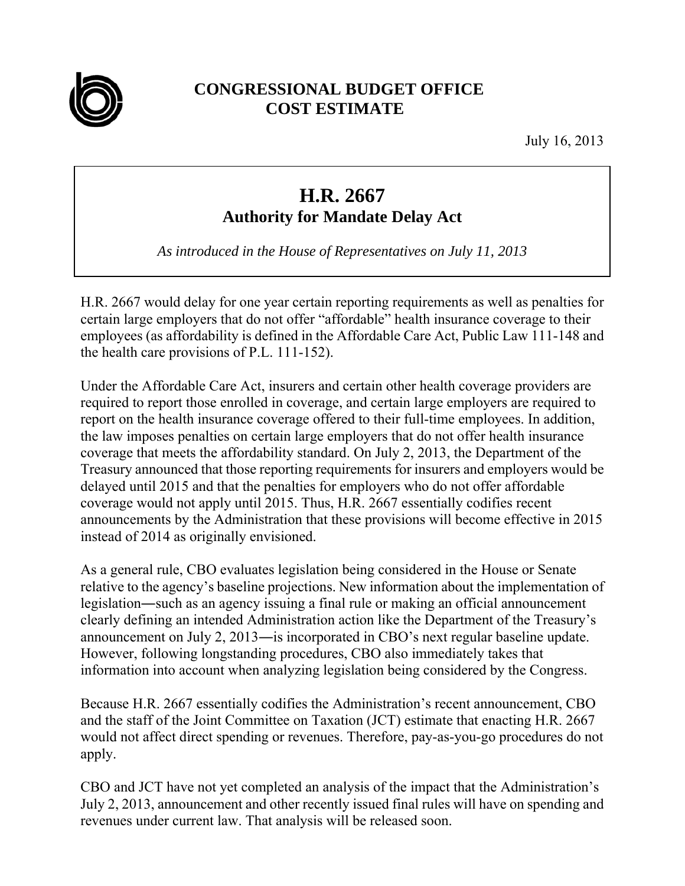# CONGRESSIONAL BUDGET OFFICE
# COST ESTIMATE

July 16, 2013

## H.R. 2667
### Authority for Mandate Delay Act

*As introduced in the House of Representatives on July 11, 2013*

H.R. 2667 would delay for one year certain reporting requirements as well as penalties for certain large employers that do not offer "affordable" health insurance coverage to their employees (as affordability is defined in the Affordable Care Act, Public Law 111-148 and the health care provisions of P.L. 111-152).

Under the Affordable Care Act, insurers and certain other health coverage providers are required to report those enrolled in coverage, and certain large employers are required to report on the health insurance coverage offered to their full-time employees. In addition, the law imposes penalties on certain large employers that do not offer health insurance coverage that meets the affordability standard. On July 2, 2013, the Department of the Treasury announced that those reporting requirements for insurers and employers would be delayed until 2015 and that the penalties for employers who do not offer affordable coverage would not apply until 2015. Thus, H.R. 2667 essentially codifies recent announcements by the Administration that these provisions will become effective in 2015 instead of 2014 as originally envisioned.

As a general rule, CBO evaluates legislation being considered in the House or Senate relative to the agency's baseline projections. New information about the implementation of legislation―such as an agency issuing a final rule or making an official announcement clearly defining an intended Administration action like the Department of the Treasury's announcement on July 2, 2013―is incorporated in CBO's next regular baseline update. However, following longstanding procedures, CBO also immediately takes that information into account when analyzing legislation being considered by the Congress.

Because H.R. 2667 essentially codifies the Administration's recent announcement, CBO and the staff of the Joint Committee on Taxation (JCT) estimate that enacting H.R. 2667 would not affect direct spending or revenues. Therefore, pay-as-you-go procedures do not apply.

CBO and JCT have not yet completed an analysis of the impact that the Administration's July 2, 2013, announcement and other recently issued final rules will have on spending and revenues under current law. That analysis will be released soon.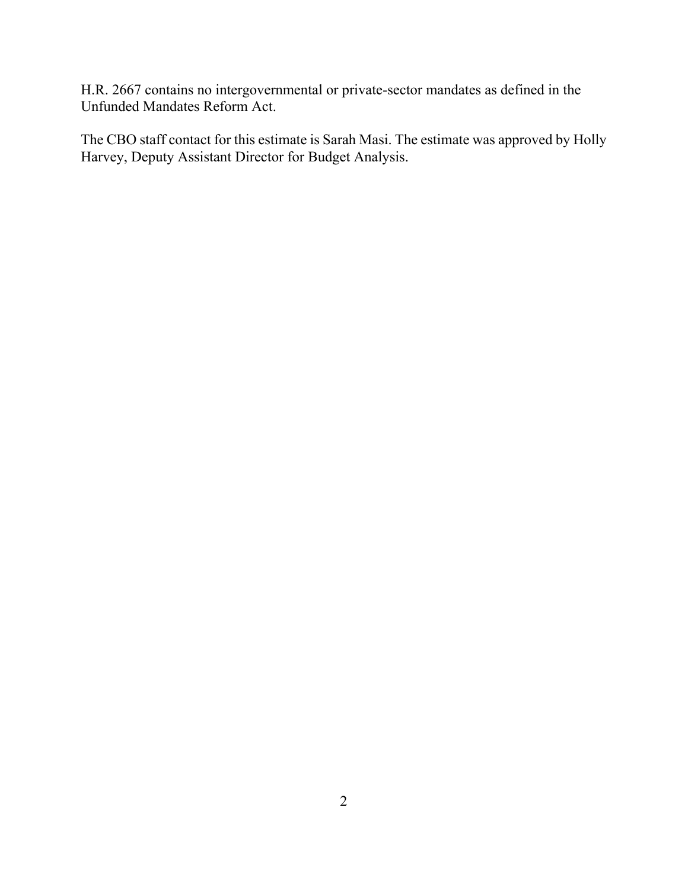H.R. 2667 contains no intergovernmental or private-sector mandates as defined in the Unfunded Mandates Reform Act.

The CBO staff contact for this estimate is Sarah Masi. The estimate was approved by Holly Harvey, Deputy Assistant Director for Budget Analysis.